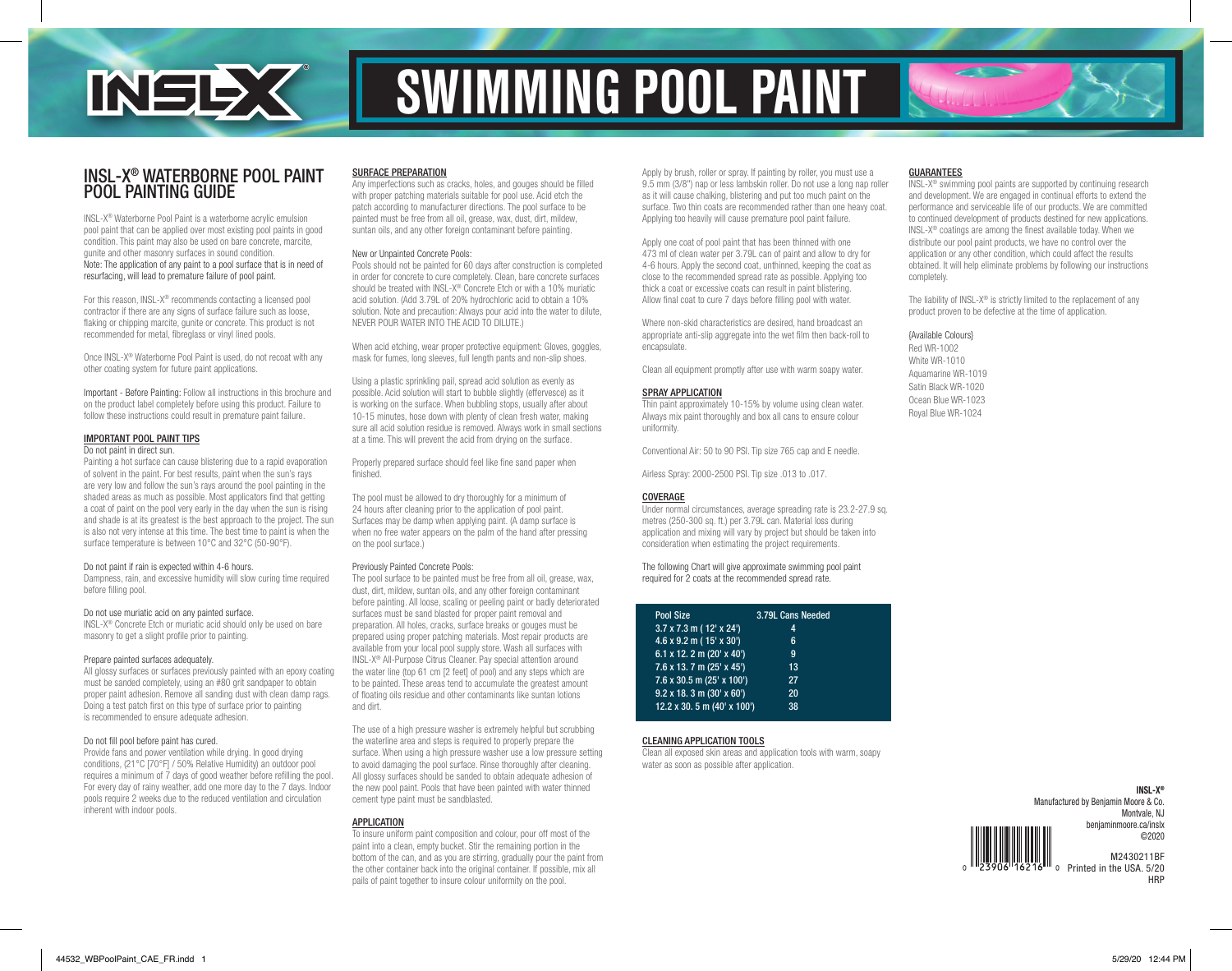# SWIMMING POOL PAINT

## INSL-X® WATERBORNE POOL PAINT POOL PAINTING GUIDE

INSL-X® Waterborne Pool Paint is a waterborne acrylic emulsion pool paint that can be applied over most existing pool paints in good condition. This paint may also be used on bare concrete, marcite, gunite and other masonry surfaces in sound condition.
Note: The application of any paint to a pool surface that is in need of resurfacing, will lead to premature failure of pool paint.

For this reason, INSL-X® recommends contacting a licensed pool contractor if there are any signs of surface failure such as loose, flaking or chipping marcite, gunite or concrete. This product is not recommended for metal, fibreglass or vinyl lined pools.

Once INSL-X® Waterborne Pool Paint is used, do not recoat with any other coating system for future paint applications.

Important - Before Painting: Follow all instructions in this brochure and on the product label completely before using this product. Failure to follow these instructions could result in premature paint failure.

### IMPORTANT POOL PAINT TIPS

**Do not paint in direct sun.**
Painting a hot surface can cause blistering due to a rapid evaporation of solvent in the paint. For best results, paint when the sun's rays are very low and follow the sun's rays around the pool painting in the shaded areas as much as possible. Most applicators find that getting a coat of paint on the pool very early in the day when the sun is rising and shade is at its greatest is the best approach to the project. The sun is also not very intense at this time. The best time to paint is when the surface temperature is between 10°C and 32°C (50-90°F).

**Do not paint if rain is expected within 4-6 hours.**
Dampness, rain, and excessive humidity will slow curing time required before filling pool.

**Do not use muriatic acid on any painted surface.**
INSL-X® Concrete Etch or muriatic acid should only be used on bare masonry to get a slight profile prior to painting.

**Prepare painted surfaces adequately.**
All glossy surfaces or surfaces previously painted with an epoxy coating must be sanded completely, using an #80 grit sandpaper to obtain proper paint adhesion. Remove all sanding dust with clean damp rags. Doing a test patch first on this type of surface prior to painting is recommended to ensure adequate adhesion.

**Do not fill pool before paint has cured.**
Provide fans and power ventilation while drying. In good drying conditions, (21°C [70°F] / 50% Relative Humidity) an outdoor pool requires a minimum of 7 days of good weather before refilling the pool. For every day of rainy weather, add one more day to the 7 days. Indoor pools require 2 weeks due to the reduced ventilation and circulation inherent with indoor pools.

### SURFACE PREPARATION

Any imperfections such as cracks, holes, and gouges should be filled with proper patching materials suitable for pool use. Acid etch the patch according to manufacturer directions. The pool surface to be painted must be free from all oil, grease, wax, dust, dirt, mildew, suntan oils, and any other foreign contaminant before painting.

**New or Unpainted Concrete Pools:**
Pools should not be painted for 60 days after construction is completed in order for concrete to cure completely. Clean, bare concrete surfaces should be treated with INSL-X® Concrete Etch or with a 10% muriatic acid solution. (Add 3.79L of 20% hydrochloric acid to obtain a 10% solution. Note and precaution: Always pour acid into the water to dilute, NEVER POUR WATER INTO THE ACID TO DILUTE.)

When acid etching, wear proper protective equipment: Gloves, goggles, mask for fumes, long sleeves, full length pants and non-slip shoes.

Using a plastic sprinkling pail, spread acid solution as evenly as possible. Acid solution will start to bubble slightly (effervesce) as it is working on the surface. When bubbling stops, usually after about 10-15 minutes, hose down with plenty of clean fresh water, making sure all acid solution residue is removed. Always work in small sections at a time. This will prevent the acid from drying on the surface.

Properly prepared surface should feel like fine sand paper when finished.

The pool must be allowed to dry thoroughly for a minimum of 24 hours after cleaning prior to the application of pool paint. Surfaces may be damp when applying paint. (A damp surface is when no free water appears on the palm of the hand after pressing on the pool surface.)

**Previously Painted Concrete Pools:**
The pool surface to be painted must be free from all oil, grease, wax, dust, dirt, mildew, suntan oils, and any other foreign contaminant before painting. All loose, scaling or peeling paint or badly deteriorated surfaces must be sand blasted for proper paint removal and preparation. All holes, cracks, surface breaks or gouges must be prepared using proper patching materials. Most repair products are available from your local pool supply store. Wash all surfaces with INSL-X® All-Purpose Citrus Cleaner. Pay special attention around the water line (top 61 cm [2 feet] of pool) and any steps which are to be painted. These areas tend to accumulate the greatest amount of floating oils residue and other contaminants like suntan lotions and dirt.

The use of a high pressure washer is extremely helpful but scrubbing the waterline area and steps is required to properly prepare the surface. When using a high pressure washer use a low pressure setting to avoid damaging the pool surface. Rinse thoroughly after cleaning. All glossy surfaces should be sanded to obtain adequate adhesion of the new pool paint. Pools that have been painted with water thinned cement type paint must be sandblasted.

### APPLICATION

To insure uniform paint composition and colour, pour off most of the paint into a clean, empty bucket. Stir the remaining portion in the bottom of the can, and as you are stirring, gradually pour the paint from the other container back into the original container. If possible, mix all pails of paint together to insure colour uniformity on the pool.

Apply by brush, roller or spray. If painting by roller, you must use a 9.5 mm (3/8") nap or less lambskin roller. Do not use a long nap roller as it will cause chalking, blistering and put too much paint on the surface. Two thin coats are recommended rather than one heavy coat. Applying too heavily will cause premature pool paint failure.

Apply one coat of pool paint that has been thinned with one 473 ml of clean water per 3.79L can of paint and allow to dry for 4-6 hours. Apply the second coat, unthinned, keeping the coat as close to the recommended spread rate as possible. Applying too thick a coat or excessive coats can result in paint blistering. Allow final coat to cure 7 days before filling pool with water.

Where non-skid characteristics are desired, hand broadcast an appropriate anti-slip aggregate into the wet film then back-roll to encapsulate.

Clean all equipment promptly after use with warm soapy water.

### SPRAY APPLICATION

Thin paint approximately 10-15% by volume using clean water. Always mix paint thoroughly and box all cans to ensure colour uniformity.

Conventional Air: 50 to 90 PSI. Tip size 765 cap and E needle.

Airless Spray: 2000-2500 PSI. Tip size .013 to .017.

### COVERAGE

Under normal circumstances, average spreading rate is 23.2-27.9 sq. metres (250-300 sq. ft.) per 3.79L can. Material loss during application and mixing will vary by project but should be taken into consideration when estimating the project requirements.

The following Chart will give approximate swimming pool paint required for 2 coats at the recommended spread rate.

| Pool Size | 3.79L Cans Needed |
|---|---|
| 3.7 x 7.3 m ( 12' x 24') | 4 |
| 4.6 x 9.2 m ( 15' x 30') | 6 |
| 6.1 x 12. 2 m (20' x 40') | 9 |
| 7.6 x 13. 7 m (25' x 45') | 13 |
| 7.6 x 30.5 m (25' x 100') | 27 |
| 9.2 x 18. 3 m (30' x 60') | 20 |
| 12.2 x 30. 5 m (40' x 100') | 38 |

### CLEANING APPLICATION TOOLS

Clean all exposed skin areas and application tools with warm, soapy water as soon as possible after application.

### GUARANTEES

INSL-X® swimming pool paints are supported by continuing research and development. We are engaged in continual efforts to extend the performance and serviceable life of our products. We are committed to continued development of products destined for new applications. INSL-X® coatings are among the finest available today. When we distribute our pool paint products, we have no control over the application or any other condition, which could affect the results obtained. It will help eliminate problems by following our instructions completely.

The liability of INSL-X® is strictly limited to the replacement of any product proven to be defective at the time of application.

{Available Colours}
Red WR-1002
White WR-1010
Aquamarine WR-1019
Satin Black WR-1020
Ocean Blue WR-1023
Royal Blue WR-1024

**INSL-X®**
Manufactured by Benjamin Moore & Co.
Montvale, NJ
benjaminmoore.ca/inslx
©2020

M2430211BF
Printed in the USA. 5/20
HRP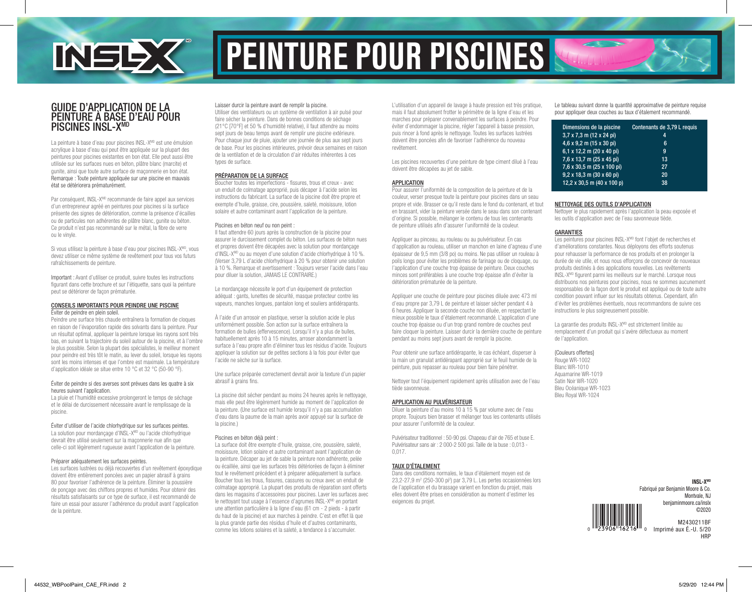# PEINTURE POUR PISCINES

## GUIDE D'APPLICATION DE LA PEINTURE À BASE D'EAU POUR PISCINES INSL-XMD

La peinture à base d'eau pour piscines INSL-XMD est une émulsion acrylique à base d'eau qui peut être appliquée sur la plupart des peintures pour piscines existantes en bon état. Elle peut aussi être utilisée sur les surfaces nues en béton, plâtre blanc (marcite) et gunite, ainsi que toute autre surface de maçonnerie en bon état. Remarque : Toute peinture appliquée sur une piscine en mauvais état se détériorera prématurément.

Par conséquent, INSL-XMD recommande de faire appel aux services d'un entrepreneur agréé en peintures pour piscines si la surface présente des signes de détérioration, comme la présence d'écailles ou de particules non adhérentes de plâtre blanc, gunite ou béton. Ce produit n'est pas recommandé sur le métal, la fibre de verre ou le vinyle.

Si vous utilisez la peinture à base d'eau pour piscines INSL-XMD, vous devez utiliser ce même système de revêtement pour tous vos futurs rafraîchissements de peinture.

Important : Avant d'utiliser ce produit, suivre toutes les instructions figurant dans cette brochure et sur l'étiquette, sans quoi la peinture peut se détériorer de façon prématurée.

### CONSEILS IMPORTANTS POUR PEINDRE UNE PISCINE

Éviter de peindre en plein soleil.
Peindre une surface très chaude entraînera la formation de cloques en raison de l'évaporation rapide des solvants dans la peinture. Pour un résultat optimal, appliquer la peinture lorsque les rayons sont très bas, en suivant la trajectoire du soleil autour de la piscine, et à l'ombre le plus possible. Selon la plupart des spécialistes, le meilleur moment pour peindre est très tôt le matin, au lever du soleil, lorsque les rayons sont les moins intenses et que l'ombre est maximale. La température d'application idéale se situe entre 10 °C et 32 °C (50-90 °F).

Éviter de peindre si des averses sont prévues dans les quatre à six heures suivant l'application.
La pluie et l'humidité excessive prolongeront le temps de séchage et le délai de durcissement nécessaire avant le remplissage de la piscine.

Éviter d'utiliser de l'acide chlorhydrique sur les surfaces peintes.
La solution pour mordançage d'INSL-XMD ou l'acide chlorhydrique devrait être utilisé seulement sur la maçonnerie nue afin que celle-ci soit légèrement rugueuse avant l'application de la peinture.

Préparer adéquatement les surfaces peintes.
Les surfaces lustrées ou déjà recouvertes d'un revêtement époxydique doivent être entièrement poncées avec un papier abrasif à grains 80 pour favoriser l'adhérence de la peinture. Éliminer la poussière de ponçage avec des chiffons propres et humides. Pour obtenir des résultats satisfaisants sur ce type de surface, il est recommandé de faire un essai pour assurer l'adhérence du produit avant l'application de la peinture.

Laisser durcir la peinture avant de remplir la piscine.
Utiliser des ventilateurs ou un système de ventilation à air pulsé pour faire sécher la peinture. Dans de bonnes conditions de séchage (21°C [70°F] et 50 % d'humidité relative), il faut attendre au moins sept jours de beau temps avant de remplir une piscine extérieure. Pour chaque jour de pluie, ajouter une journée de plus aux sept jours de base. Pour les piscines intérieures, prévoir deux semaines en raison de la ventilation et de la circulation d'air réduites inhérentes à ces types de surface.

### PRÉPARATION DE LA SURFACE

Boucher toutes les imperfections - fissures, trous et creux - avec un enduit de colmatage approprié, puis décaper à l'acide selon les instructions du fabricant. La surface de la piscine doit être propre et exempte d'huile, graisse, cire, poussière, saleté, moisissure, lotion solaire et autre contaminant avant l'application de la peinture.

Piscines en béton neuf ou non peint :
Il faut attendre 60 jours après la construction de la piscine pour assurer le durcissement complet du béton. Les surfaces de béton nues et propres doivent être décapées avec la solution pour mordançage d'INSL-XMD ou au moyen d'une solution d'acide chlorhydrique à 10 %. (Verser 3,79 L d'acide chlorhydrique à 20 % pour obtenir une solution à 10 %. Remarque et avertissement : Toujours verser l'acide dans l'eau pour diluer la solution, JAMAIS LE CONTRAIRE.)

Le mordançage nécessite le port d'un équipement de protection adéquat : gants, lunettes de sécurité, masque protecteur contre les vapeurs, manches longues, pantalon long et souliers antidérapants.

À l'aide d'un arrosoir en plastique, verser la solution acide le plus uniformément possible. Son action sur la surface entraînera la formation de bulles (effervescence). Lorsqu'il n'y a plus de bulles, habituellement après 10 à 15 minutes, arroser abondamment la surface à l'eau propre afin d'éliminer tous les résidus d'acide. Toujours appliquer la solution sur de petites sections à la fois pour éviter que l'acide ne sèche sur la surface.

Une surface préparée correctement devrait avoir la texture d'un papier abrasif à grains fins.

La piscine doit sécher pendant au moins 24 heures après le nettoyage, mais elle peut être légèrement humide au moment de l'application de la peinture. (Une surface est humide lorsqu'il n'y a pas accumulation d'eau dans la paume de la main après avoir appuyé sur la surface de la piscine.)

Piscines en béton déjà peint :
La surface doit être exempte d'huile, graisse, cire, poussière, saleté, moisissure, lotion solaire et autre contaminant avant l'application de la peinture. Décaper au jet de sable la peinture non adhérente, pelée ou écaillée, ainsi que les surfaces très détériorées de façon à éliminer tout le revêtement précédent et à préparer adéquatement la surface. Boucher tous les trous, fissures, cassures ou creux avec un enduit de colmatage approprié. La plupart des produits de réparation sont offerts dans les magasins d'accessoires pour piscines. Laver les surfaces avec le nettoyant tout usage à l'essence d'agrumes INSL-XMD en portant une attention particulière à la ligne d'eau (61 cm - 2 pieds - à partir du haut de la piscine) et aux marches à peindre. C'est en effet là que la plus grande partie des résidus d'huile et d'autres contaminants, comme les lotions solaires et la saleté, a tendance à s'accumuler.

L'utilisation d'un appareil de lavage à haute pression est très pratique, mais il faut absolument frotter le périmètre de la ligne d'eau et les marches pour préparer convenablement les surfaces à peindre. Pour éviter d'endommager la piscine, régler l'appareil à basse pression, puis rincer à fond après le nettoyage. Toutes les surfaces lustrées doivent être poncées afin de favoriser l'adhérence du nouveau revêtement.

Les piscines recouvertes d'une peinture de type ciment dilué à l'eau doivent être décapées au jet de sable.

### APPLICATION

Pour assurer l'uniformité de la composition de la peinture et de la couleur, verser presque toute la peinture pour piscines dans un seau propre et vide. Brasser ce qu'il reste dans le fond du contenant, et tout en brassant, vider la peinture versée dans le seau dans son contenant d'origine. Si possible, mélanger le contenu de tous les contenants de peinture utilisés afin d'assurer l'uniformité de la couleur.

Appliquer au pinceau, au rouleau ou au pulvérisateur. En cas d'application au rouleau, utiliser un manchon en laine d'agneau d'une épaisseur de 9,5 mm (3/8 po) ou moins. Ne pas utiliser un rouleau à poils longs pour éviter les problèmes de farinage ou de cloquage, ou l'application d'une couche trop épaisse de peinture. Deux couches minces sont préférables à une couche trop épaisse afin d'éviter la détérioration prématurée de la peinture.

Appliquer une couche de peinture pour piscines diluée avec 473 ml d'eau propre par 3,79 L de peinture et laisser sécher pendant 4 à 6 heures. Appliquer la seconde couche non diluée, en respectant le mieux possible le taux d'étalement recommandé. L'application d'une couche trop épaisse ou d'un trop grand nombre de couches peut faire cloquer la peinture. Laisser durcir la dernière couche de peinture pendant au moins sept jours avant de remplir la piscine.

Pour obtenir une surface antidérapante, le cas échéant, disperser à la main un granulat antidérapant approprié sur le feuil humide de la peinture, puis repasser au rouleau pour bien faire pénétrer.

Nettoyer tout l'équipement rapidement après utilisation avec de l'eau tiède savonneuse.

### APPLICATION AU PULVÉRISATEUR

Diluer la peinture d'au moins 10 à 15 % par volume avec de l'eau propre. Toujours bien brasser et mélanger tous les contenants utilisés pour assurer l'uniformité de la couleur.

Pulvérisateur traditionnel : 50-90 psi. Chapeau d'air de 765 et buse E.
Pulvérisateur sans air : 2 000-2 500 psi. Taille de la buse : 0,013 - 0,017.

### TAUX D'ÉTALEMENT

Dans des conditions normales, le taux d'étalement moyen est de 23,2-27,9 m² (250-300 pi²) par 3,79 L. Les pertes occasionnées lors de l'application et du brassage varient en fonction du projet, mais elles doivent être prises en considération au moment d'estimer les exigences du projet.

Le tableau suivant donne la quantité approximative de peinture requise pour appliquer deux couches au taux d'étalement recommandé.

| Dimensions de la piscine | Contenants de 3,79 L requis |
|---|---|
| 3,7 x 7,3 m (12 x 24 pi) | 4 |
| 4,6 x 9,2 m (15 x 30 pi) | 6 |
| 6,1 x 12,2 m (20 x 40 pi) | 9 |
| 7,6 x 13,7 m (25 x 45 pi) | 13 |
| 7,6 x 30,5 m (25 x 100 pi) | 27 |
| 9,2 x 18,3 m (30 x 60 pi) | 20 |
| 12,2 x 30,5 m (40 x 100 pi) | 38 |

### NETTOYAGE DES OUTILS D'APPLICATION

Nettoyer le plus rapidement après l'application la peau exposée et les outils d'application avec de l'eau savonneuse tiède.

### GARANTIES

Les peintures pour piscines INSL-XMD font l'objet de recherches et d'améliorations constantes. Nous déployons des efforts soutenus pour rehausser la performance de nos produits et en prolonger la durée de vie utile, et nous nous efforçons de concevoir de nouveaux produits destinés à des applications nouvelles. Les revêtements INSL-XMD figurent parmi les meilleurs sur le marché. Lorsque nous distribuons nos peintures pour piscines, nous ne sommes aucunement responsables de la façon dont le produit est appliqué ou de toute autre condition pouvant influer sur les résultats obtenus. Cependant, afin d'éviter les problèmes éventuels, nous recommandons de suivre ces instructions le plus soigneusement possible.

La garantie des produits INSL-XMD est strictement limitée au remplacement d'un produit qui s'avère défectueux au moment de l'application.

{Couleurs offertes}
Rouge WR-1002
Blanc WR-1010
Aquamarine WR-1019
Satin Noir WR-1020
Bleu Océanique WR-1023
Bleu Royal WR-1024

**INSL-XMD**
Fabriqué par Benjamin Moore & Co.
Montvale, NJ
benjaminmoore.ca/inslx
©2020

0 23906 16216 0

M2430211BF
Imprimé aux É.-U. 5/20
HRP